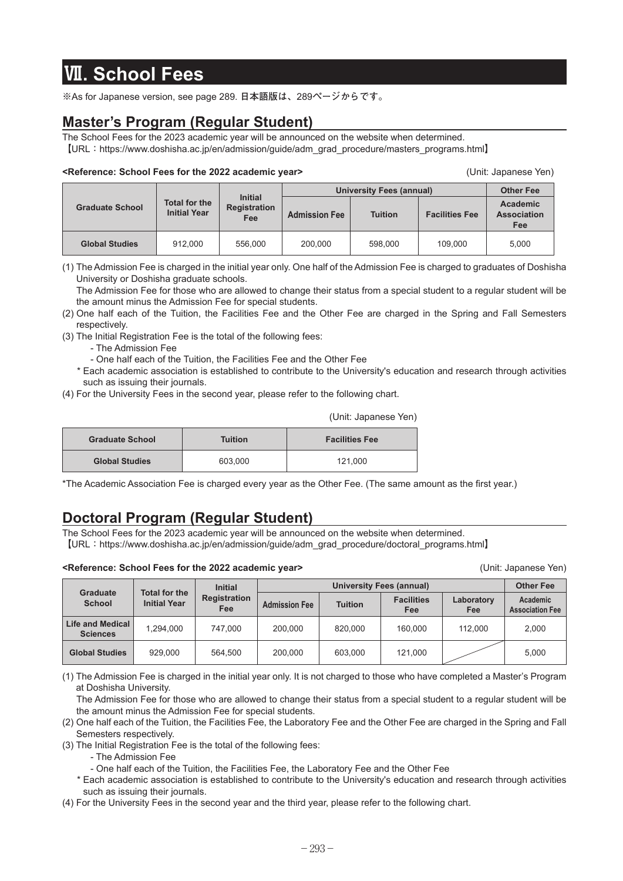# Ⅶ. School Fees

※As for Japanese version, see page 289. 日本語版は、289ページからです。

## Master's Program (Regular Student)

The School Fees for the 2023 academic year will be announced on the website when determined.
【URL：https://www.doshisha.ac.jp/en/admission/guide/adm_grad_procedure/masters_programs.html】

**<Reference: School Fees for the 2022 academic year>** (Unit: Japanese Yen)

| Graduate School | Total for the Initial Year | Initial Registration Fee | University Fees (annual) | | | Other Fee |
|---|---|---|---|---|---|---|
| | | | Admission Fee | Tuition | Facilities Fee | Academic Association Fee |
| Global Studies | 912,000 | 556,000 | 200,000 | 598,000 | 109,000 | 5,000 |

(1) The Admission Fee is charged in the initial year only. One half of the Admission Fee is charged to graduates of Doshisha University or Doshisha graduate schools.
The Admission Fee for those who are allowed to change their status from a special student to a regular student will be the amount minus the Admission Fee for special students.
(2) One half each of the Tuition, the Facilities Fee and the Other Fee are charged in the Spring and Fall Semesters respectively.
(3) The Initial Registration Fee is the total of the following fees:
- The Admission Fee
- One half each of the Tuition, the Facilities Fee and the Other Fee

\* Each academic association is established to contribute to the University's education and research through activities such as issuing their journals.

(4) For the University Fees in the second year, please refer to the following chart.

(Unit: Japanese Yen)

| Graduate School | Tuition | Facilities Fee |
|---|---|---|
| Global Studies | 603,000 | 121,000 |

*The Academic Association Fee is charged every year as the Other Fee. (The same amount as the first year.)

## Doctoral Program (Regular Student)

The School Fees for the 2023 academic year will be announced on the website when determined.
【URL：https://www.doshisha.ac.jp/en/admission/guide/adm_grad_procedure/doctoral_programs.html】

**<Reference: School Fees for the 2022 academic year>** (Unit: Japanese Yen)

| Graduate School | Total for the Initial Year | Initial Registration Fee | University Fees (annual) | | | | Other Fee |
|---|---|---|---|---|---|---|---|
| | | | Admission Fee | Tuition | Facilities Fee | Laboratory Fee | Academic Association Fee |
| Life and Medical Sciences | 1,294,000 | 747,000 | 200,000 | 820,000 | 160,000 | 112,000 | 2,000 |
| Global Studies | 929,000 | 564,500 | 200,000 | 603,000 | 121,000 | | 5,000 |

(1) The Admission Fee is charged in the initial year only. It is not charged to those who have completed a Master's Program at Doshisha University.
The Admission Fee for those who are allowed to change their status from a special student to a regular student will be the amount minus the Admission Fee for special students.
(2) One half each of the Tuition, the Facilities Fee, the Laboratory Fee and the Other Fee are charged in the Spring and Fall Semesters respectively.
(3) The Initial Registration Fee is the total of the following fees:
- The Admission Fee
- One half each of the Tuition, the Facilities Fee, the Laboratory Fee and the Other Fee

\* Each academic association is established to contribute to the University's education and research through activities such as issuing their journals.

(4) For the University Fees in the second year and the third year, please refer to the following chart.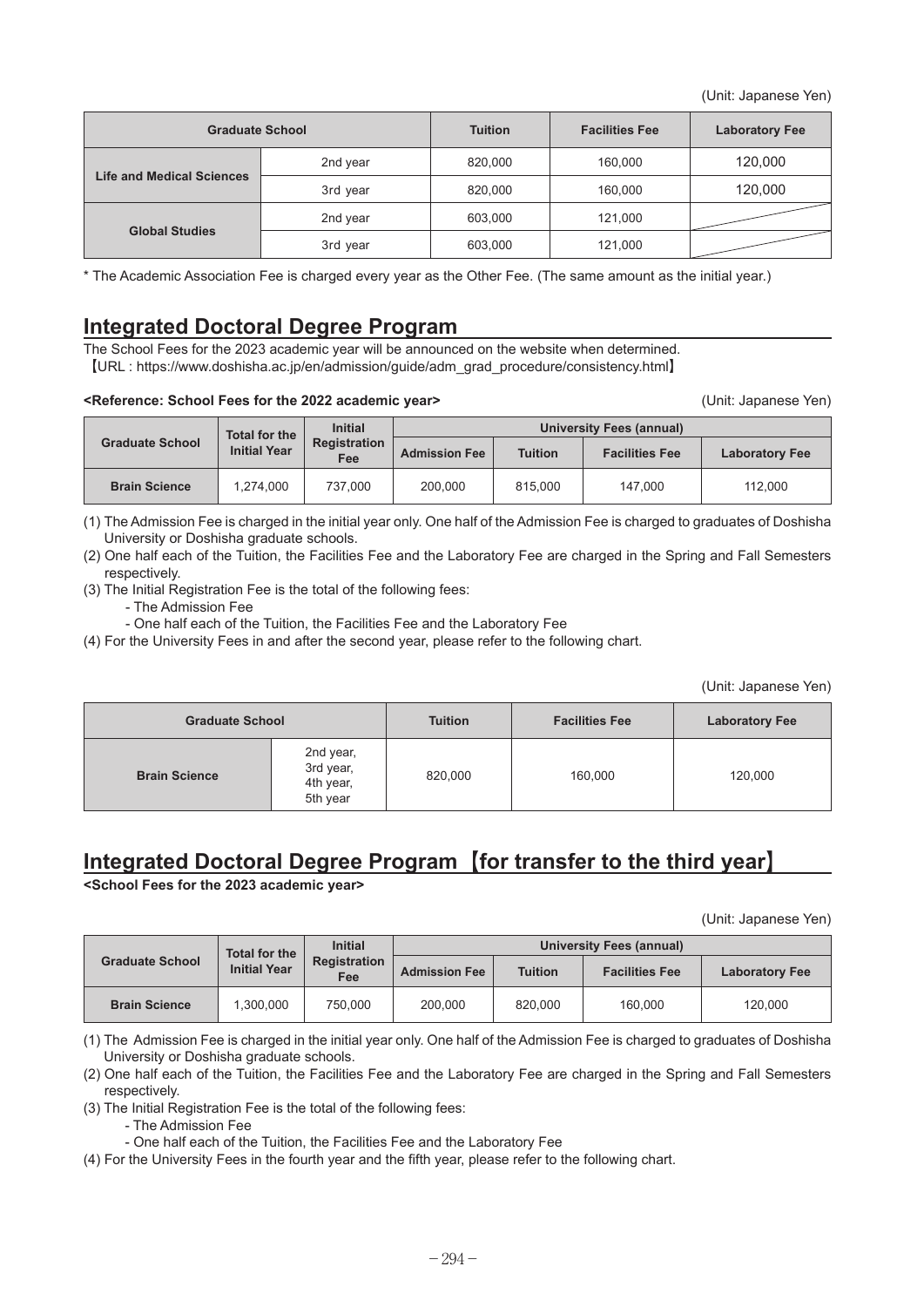(Unit: Japanese Yen)

| Graduate School | | Tuition | Facilities Fee | Laboratory Fee |
|---|---|---|---|---|
| Life and Medical Sciences | 2nd year | 820,000 | 160,000 | 120,000 |
| | 3rd year | 820,000 | 160,000 | 120,000 |
| Global Studies | 2nd year | 603,000 | 121,000 | |
| | 3rd year | 603,000 | 121,000 | |

* The Academic Association Fee is charged every year as the Other Fee. (The same amount as the initial year.)

## Integrated Doctoral Degree Program

The School Fees for the 2023 academic year will be announced on the website when determined.
【URL : https://www.doshisha.ac.jp/en/admission/guide/adm_grad_procedure/consistency.html】

**<Reference: School Fees for the 2022 academic year>**

(Unit: Japanese Yen)

| Graduate School | Total for the Initial Year | Initial Registration Fee | University Fees (annual) | | | |
|---|---|---|---|---|---|---|
| | | | Admission Fee | Tuition | Facilities Fee | Laboratory Fee |
| Brain Science | 1,274,000 | 737,000 | 200,000 | 815,000 | 147,000 | 112,000 |

(1) The Admission Fee is charged in the initial year only. One half of the Admission Fee is charged to graduates of Doshisha University or Doshisha graduate schools.

(2) One half each of the Tuition, the Facilities Fee and the Laboratory Fee are charged in the Spring and Fall Semesters respectively.

(3) The Initial Registration Fee is the total of the following fees:
- The Admission Fee
- One half each of the Tuition, the Facilities Fee and the Laboratory Fee

(4) For the University Fees in and after the second year, please refer to the following chart.

(Unit: Japanese Yen)

| Graduate School | | Tuition | Facilities Fee | Laboratory Fee |
|---|---|---|---|---|
| Brain Science | 2nd year, 3rd year, 4th year, 5th year | 820,000 | 160,000 | 120,000 |

## Integrated Doctoral Degree Program【for transfer to the third year】

**<School Fees for the 2023 academic year>**

(Unit: Japanese Yen)

| Graduate School | Total for the Initial Year | Initial Registration Fee | University Fees (annual) | | | |
|---|---|---|---|---|---|---|
| | | | Admission Fee | Tuition | Facilities Fee | Laboratory Fee |
| Brain Science | 1,300,000 | 750,000 | 200,000 | 820,000 | 160,000 | 120,000 |

(1) The Admission Fee is charged in the initial year only. One half of the Admission Fee is charged to graduates of Doshisha University or Doshisha graduate schools.

(2) One half each of the Tuition, the Facilities Fee and the Laboratory Fee are charged in the Spring and Fall Semesters respectively.

(3) The Initial Registration Fee is the total of the following fees:
- The Admission Fee
- One half each of the Tuition, the Facilities Fee and the Laboratory Fee

(4) For the University Fees in the fourth year and the fifth year, please refer to the following chart.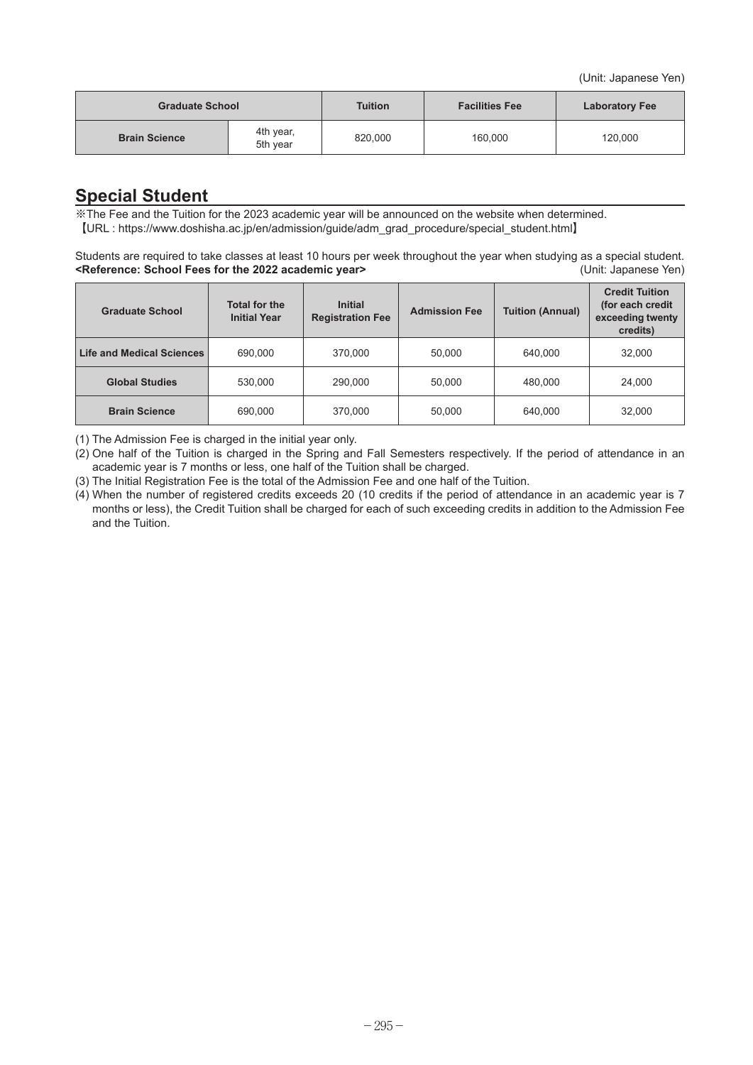(Unit: Japanese Yen)

| Graduate School | | Tuition | Facilities Fee | Laboratory Fee |
|---|---|---|---|---|
| Brain Science | 4th year, 5th year | 820,000 | 160,000 | 120,000 |

## Special Student

※The Fee and the Tuition for the 2023 academic year will be announced on the website when determined.
【URL : https://www.doshisha.ac.jp/en/admission/guide/adm_grad_procedure/special_student.html】

Students are required to take classes at least 10 hours per week throughout the year when studying as a special student.

**<Reference: School Fees for the 2022 academic year>** (Unit: Japanese Yen)

| Graduate School | Total for the Initial Year | Initial Registration Fee | Admission Fee | Tuition (Annual) | Credit Tuition (for each credit exceeding twenty credits) |
|---|---|---|---|---|---|
| Life and Medical Sciences | 690,000 | 370,000 | 50,000 | 640,000 | 32,000 |
| Global Studies | 530,000 | 290,000 | 50,000 | 480,000 | 24,000 |
| Brain Science | 690,000 | 370,000 | 50,000 | 640,000 | 32,000 |

(1) The Admission Fee is charged in the initial year only.

(2) One half of the Tuition is charged in the Spring and Fall Semesters respectively. If the period of attendance in an academic year is 7 months or less, one half of the Tuition shall be charged.

(3) The Initial Registration Fee is the total of the Admission Fee and one half of the Tuition.

(4) When the number of registered credits exceeds 20 (10 credits if the period of attendance in an academic year is 7 months or less), the Credit Tuition shall be charged for each of such exceeding credits in addition to the Admission Fee and the Tuition.